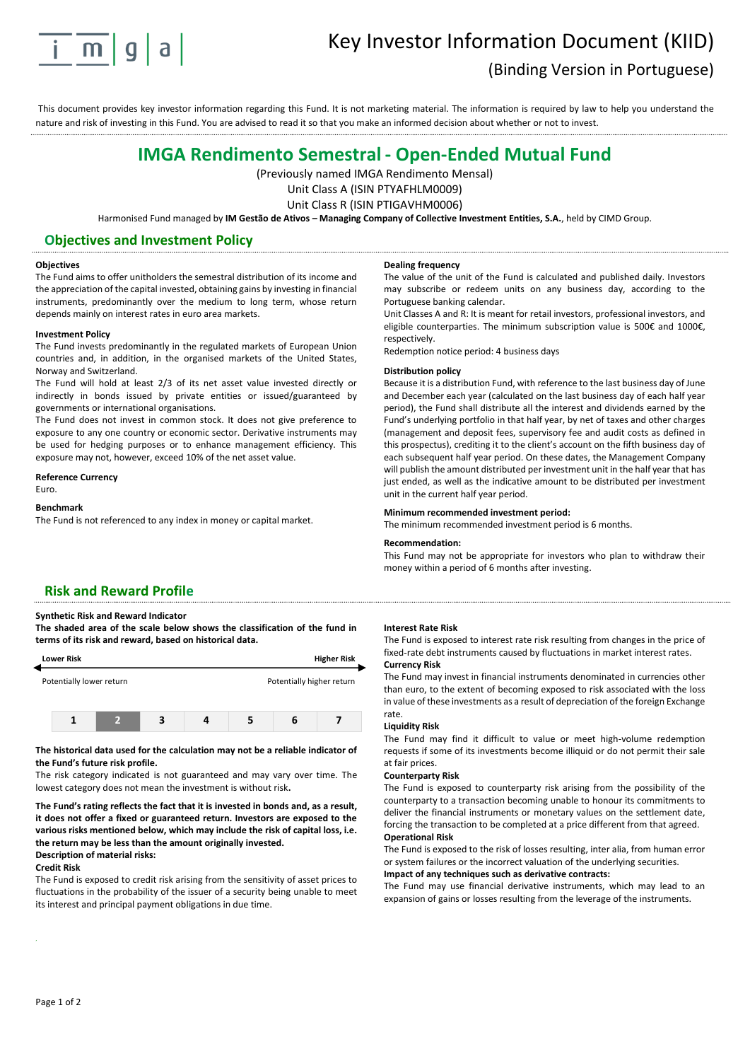# Key Investor Information Document (KIID)

## (Binding Version in Portuguese)

This document provides key investor information regarding this Fund. It is not marketing material. The information is required by law to help you understand the nature and risk of investing in this Fund. You are advised to read it so that you make an informed decision about whether or not to invest.

# IMGA Rendimento Semestral - Open-Ended Mutual Fund

(Previously named IMGA Rendimento Mensal)

Unit Class A (ISIN PTYAFHLM0009)

Unit Class R (ISIN PTIGAVHM0006)

Harmonised Fund managed by **IM Gestão de Ativos – Managing Company of Collective Investment Entities, S.A.**, held by CIMD Group.

## Objectives and Investment Policy

**Objectives**

The Fund aims to offer unitholders the semestral distribution of its income and the appreciation of the capital invested, obtaining gains by investing in financial instruments, predominantly over the medium to long term, whose return depends mainly on interest rates in euro area markets.

**Investment Policy**

The Fund invests predominantly in the regulated markets of European Union countries and, in addition, in the organised markets of the United States, Norway and Switzerland.

The Fund will hold at least 2/3 of its net asset value invested directly or indirectly in bonds issued by private entities or issued/guaranteed by governments or international organisations.

The Fund does not invest in common stock. It does not give preference to exposure to any one country or economic sector. Derivative instruments may be used for hedging purposes or to enhance management efficiency. This exposure may not, however, exceed 10% of the net asset value.

**Reference Currency**

Euro.

**Benchmark**

The Fund is not referenced to any index in money or capital market.

**Dealing frequency**

The value of the unit of the Fund is calculated and published daily. Investors may subscribe or redeem units on any business day, according to the Portuguese banking calendar.

Unit Classes A and R: It is meant for retail investors, professional investors, and eligible counterparties. The minimum subscription value is 500€ and 1000€, respectively.

Redemption notice period: 4 business days

**Distribution policy**

Because it is a distribution Fund, with reference to the last business day of June and December each year (calculated on the last business day of each half year period), the Fund shall distribute all the interest and dividends earned by the Fund's underlying portfolio in that half year, by net of taxes and other charges (management and deposit fees, supervisory fee and audit costs as defined in this prospectus), crediting it to the client's account on the fifth business day of each subsequent half year period. On these dates, the Management Company will publish the amount distributed per investment unit in the half year that has just ended, as well as the indicative amount to be distributed per investment unit in the current half year period.

**Minimum recommended investment period:**

The minimum recommended investment period is 6 months.

**Recommendation:**

This Fund may not be appropriate for investors who plan to withdraw their money within a period of 6 months after investing.

## Risk and Reward Profile

**Synthetic Risk and Reward Indicator**

**The shaded area of the scale below shows the classification of the fund in terms of its risk and reward, based on historical data.**

| Lower Risk | | | | | | Higher Risk |
|---|---|---|---|---|---|---|
| Potentially lower return | | | | | | Potentially higher return |
| 1 | **2** | 3 | 4 | 5 | 6 | 7 |

**The historical data used for the calculation may not be a reliable indicator of the Fund's future risk profile.**

The risk category indicated is not guaranteed and may vary over time. The lowest category does not mean the investment is without risk**.**

**The Fund's rating reflects the fact that it is invested in bonds and, as a result, it does not offer a fixed or guaranteed return. Investors are exposed to the various risks mentioned below, which may include the risk of capital loss, i.e. the return may be less than the amount originally invested.**

**Description of material risks:**

**Credit Risk**

The Fund is exposed to credit risk arising from the sensitivity of asset prices to fluctuations in the probability of the issuer of a security being unable to meet its interest and principal payment obligations in due time.

**Interest Rate Risk**

The Fund is exposed to interest rate risk resulting from changes in the price of fixed-rate debt instruments caused by fluctuations in market interest rates.

**Currency Risk**

The Fund may invest in financial instruments denominated in currencies other than euro, to the extent of becoming exposed to risk associated with the loss in value of these investments as a result of depreciation of the foreign Exchange rate.

**Liquidity Risk**

The Fund may find it difficult to value or meet high-volume redemption requests if some of its investments become illiquid or do not permit their sale at fair prices.

**Counterparty Risk**

The Fund is exposed to counterparty risk arising from the possibility of the counterparty to a transaction becoming unable to honour its commitments to deliver the financial instruments or monetary values on the settlement date, forcing the transaction to be completed at a price different from that agreed.

**Operational Risk**

The Fund is exposed to the risk of losses resulting, inter alia, from human error or system failures or the incorrect valuation of the underlying securities.

**Impact of any techniques such as derivative contracts:**

The Fund may use financial derivative instruments, which may lead to an expansion of gains or losses resulting from the leverage of the instruments.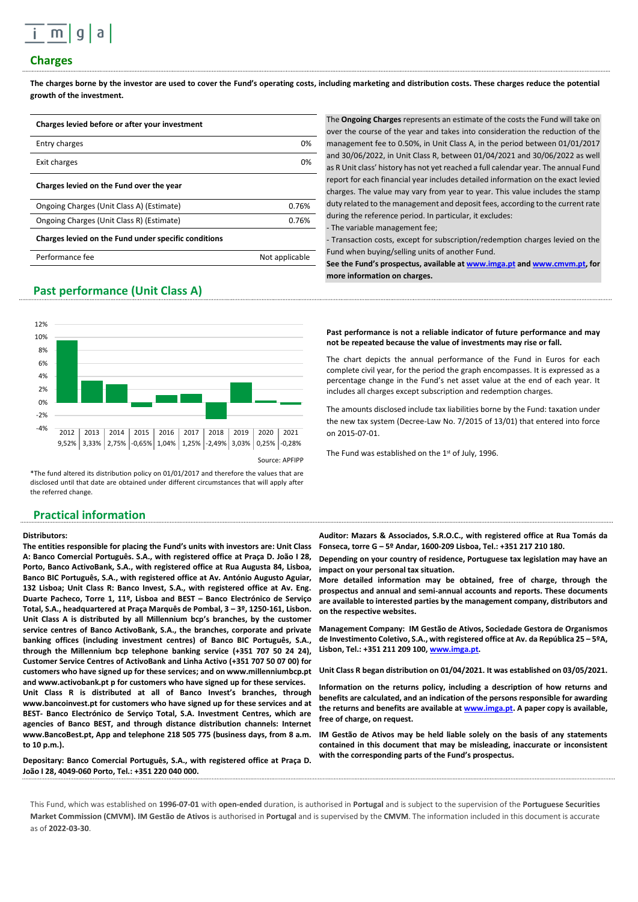## Charges

**The charges borne by the investor are used to cover the Fund's operating costs, including marketing and distribution costs. These charges reduce the potential growth of the investment.**

| | |
|---|---|
| **Charges levied before or after your investment** | |
| Entry charges | 0% |
| Exit charges | 0% |
| **Charges levied on the Fund over the year** | |
| Ongoing Charges (Unit Class A) (Estimate) | 0.76% |
| Ongoing Charges (Unit Class R) (Estimate) | 0.76% |
| **Charges levied on the Fund under specific conditions** | |
| Performance fee | Not applicable |

The **Ongoing Charges** represents an estimate of the costs the Fund will take on over the course of the year and takes into consideration the reduction of the management fee to 0.50%, in Unit Class A, in the period between 01/01/2017 and 30/06/2022, in Unit Class R, between 01/04/2021 and 30/06/2022 as well as R Unit class' history has not yet reached a full calendar year. The annual Fund report for each financial year includes detailed information on the exact levied charges. The value may vary from year to year. This value includes the stamp duty related to the management and deposit fees, according to the current rate during the reference period. In particular, it excludes:
- The variable management fee;
- Transaction costs, except for subscription/redemption charges levied on the Fund when buying/selling units of another Fund.

**See the Fund's prospectus, available at www.imga.pt and www.cmvm.pt, for more information on charges.**

## Past performance (Unit Class A)

12%
10%
8%
6%
4%
2%
0%
-2%
-4%

2012 2013 2014 2015 2016 2017 2018 2019 2020 2021
9,52% 3,33% 2,75% -0,65% 1,04% 1,25% -2,49% 3,03% 0,25% -0,28%

Source: APFIPP

*The fund altered its distribution policy on 01/01/2017 and therefore the values that are disclosed until that date are obtained under different circumstances that will apply after the referred change.

**Past performance is not a reliable indicator of future performance and may not be repeated because the value of investments may rise or fall.**

The chart depicts the annual performance of the Fund in Euros for each complete civil year, for the period the graph encompasses. It is expressed as a percentage change in the Fund's net asset value at the end of each year. It includes all charges except subscription and redemption charges.

The amounts disclosed include tax liabilities borne by the Fund: taxation under the new tax system (Decree-Law No. 7/2015 of 13/01) that entered into force on 2015-07-01.

The Fund was established on the 1st of July, 1996.

## Practical information

**Distributors:**
**The entities responsible for placing the Fund's units with investors are: Unit Class A: Banco Comercial Português. S.A., with registered office at Praça D. João I 28, Porto, Banco ActivoBank, S.A., with registered office at Rua Augusta 84, Lisboa, Banco BIC Português, S.A., with registered office at Av. António Augusto Aguiar, 132 Lisboa; Unit Class R: Banco Invest, S.A., with registered office at Av. Eng. Duarte Pacheco, Torre 1, 11º, Lisboa and BEST – Banco Electrónico de Serviço Total, S.A., headquartered at Praça Marquês de Pombal, 3 – 3º, 1250-161, Lisbon. Unit Class A is distributed by all Millennium bcp's branches, by the customer service centres of Banco ActivoBank, S.A., the branches, corporate and private banking offices (including investment centres) of Banco BIC Português, S.A., through the Millennium bcp telephone banking service (+351 707 50 24 24), Customer Service Centres of ActivoBank and Linha Activo (+351 707 50 07 00) for customers who have signed up for these services; and on www.millenniumbcp.pt and www.activobank.pt p for customers who have signed up for these services. Unit Class R is distributed at all of Banco Invest's branches, through www.bancoinvest.pt for customers who have signed up for these services and at BEST- Banco Electrónico de Serviço Total, S.A. Investment Centres, which are agencies of Banco BEST, and through distance distribution channels: Internet www.BancoBest.pt, App and telephone 218 505 775 (business days, from 8 a.m. to 10 p.m.).**

**Depositary: Banco Comercial Português, S.A., with registered office at Praça D. João I 28, 4049-060 Porto, Tel.: +351 220 040 000.**

**Auditor: Mazars & Associados, S.R.O.C., with registered office at Rua Tomás da Fonseca, torre G – 5º Andar, 1600-209 Lisboa, Tel.: +351 217 210 180.**

**Depending on your country of residence, Portuguese tax legislation may have an impact on your personal tax situation.**
**More detailed information may be obtained, free of charge, through the prospectus and annual and semi-annual accounts and reports. These documents are available to interested parties by the management company, distributors and on the respective websites.**

**Management Company: IM Gestão de Ativos, Sociedade Gestora de Organismos de Investimento Coletivo, S.A., with registered office at Av. da República 25 – 5ºA, Lisbon, Tel.: +351 211 209 100, www.imga.pt.**

**Unit Class R began distribution on 01/04/2021. It was established on 03/05/2021.**

**Information on the returns policy, including a description of how returns and benefits are calculated, and an indication of the persons responsible for awarding the returns and benefits are available at www.imga.pt. A paper copy is available, free of charge, on request.**

**IM Gestão de Ativos may be held liable solely on the basis of any statements contained in this document that may be misleading, inaccurate or inconsistent with the corresponding parts of the Fund's prospectus.**

This Fund, which was established on **1996-07-01** with **open-ended** duration, is authorised in **Portugal** and is subject to the supervision of the **Portuguese Securities Market Commission (CMVM). IM Gestão de Ativos** is authorised in **Portugal** and is supervised by the **CMVM**. The information included in this document is accurate as of **2022-03-30**.